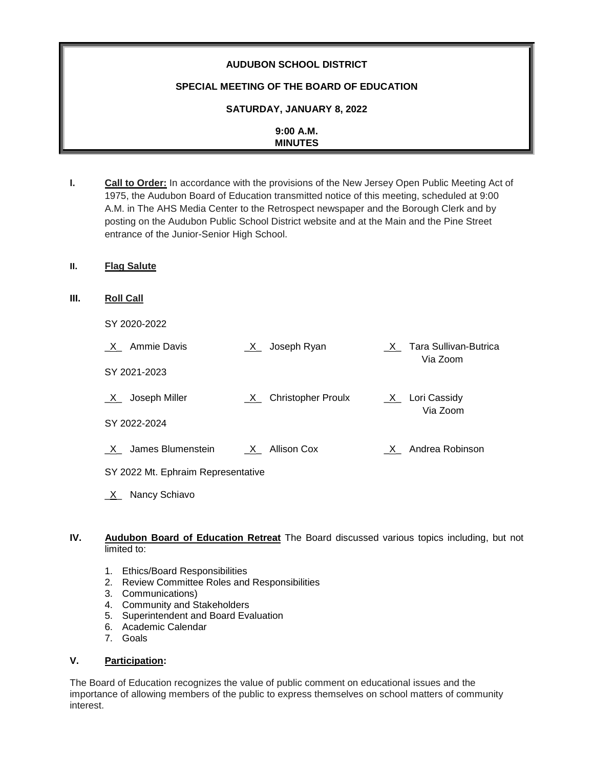**AUDUBON SCHOOL DISTRICT**

**SPECIAL MEETING OF THE BOARD OF EDUCATION**

**SATURDAY, JANUARY 8, 2022**

**9:00 A.M.**
**MINUTES**

**I. Call to Order:** In accordance with the provisions of the New Jersey Open Public Meeting Act of 1975, the Audubon Board of Education transmitted notice of this meeting, scheduled at 9:00 A.M. in The AHS Media Center to the Retrospect newspaper and the Borough Clerk and by posting on the Audubon Public School District website and at the Main and the Pine Street entrance of the Junior-Senior High School.

**II. Flag Salute**

**III. Roll Call**

SY 2020-2022

_X_ Ammie Davis  
_X_ Joseph Ryan  
_X_ Tara Sullivan-Butrica Via Zoom

SY 2021-2023

_X_ Joseph Miller  
_X_ Christopher Proulx  
_X_ Lori Cassidy Via Zoom

SY 2022-2024

_X_ James Blumenstein  
_X_ Allison Cox  
_X_ Andrea Robinson

SY 2022 Mt. Ephraim Representative

_X_ Nancy Schiavo

**IV. Audubon Board of Education Retreat** The Board discussed various topics including, but not limited to:

1. Ethics/Board Responsibilities
2. Review Committee Roles and Responsibilities
3. Communications)
4. Community and Stakeholders
5. Superintendent and Board Evaluation
6. Academic Calendar
7. Goals

**V. Participation:**

The Board of Education recognizes the value of public comment on educational issues and the importance of allowing members of the public to express themselves on school matters of community interest.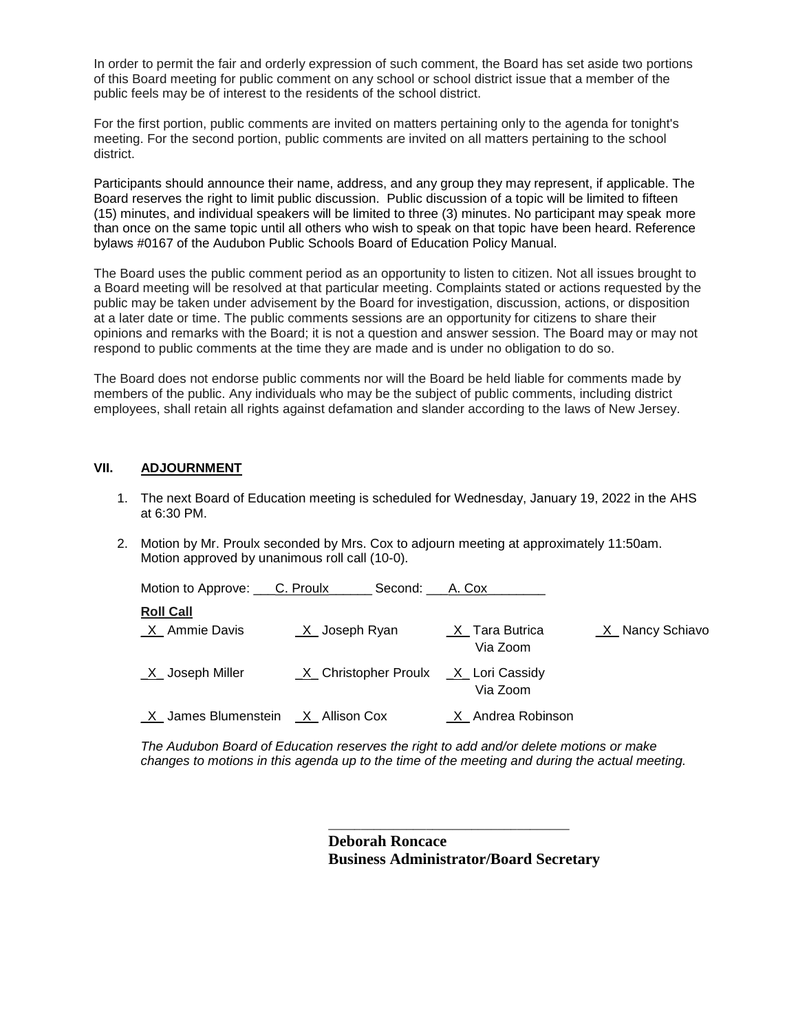In order to permit the fair and orderly expression of such comment, the Board has set aside two portions of this Board meeting for public comment on any school or school district issue that a member of the public feels may be of interest to the residents of the school district.

For the first portion, public comments are invited on matters pertaining only to the agenda for tonight's meeting. For the second portion, public comments are invited on all matters pertaining to the school district.

Participants should announce their name, address, and any group they may represent, if applicable. The Board reserves the right to limit public discussion. Public discussion of a topic will be limited to fifteen (15) minutes, and individual speakers will be limited to three (3) minutes. No participant may speak more than once on the same topic until all others who wish to speak on that topic have been heard. Reference bylaws #0167 of the Audubon Public Schools Board of Education Policy Manual.

The Board uses the public comment period as an opportunity to listen to citizen. Not all issues brought to a Board meeting will be resolved at that particular meeting. Complaints stated or actions requested by the public may be taken under advisement by the Board for investigation, discussion, actions, or disposition at a later date or time. The public comments sessions are an opportunity for citizens to share their opinions and remarks with the Board; it is not a question and answer session. The Board may or may not respond to public comments at the time they are made and is under no obligation to do so.

The Board does not endorse public comments nor will the Board be held liable for comments made by members of the public. Any individuals who may be the subject of public comments, including district employees, shall retain all rights against defamation and slander according to the laws of New Jersey.

## VII. ADJOURNMENT

1. The next Board of Education meeting is scheduled for Wednesday, January 19, 2022 in the AHS at 6:30 PM.

2. Motion by Mr. Proulx seconded by Mrs. Cox to adjourn meeting at approximately 11:50am. Motion approved by unanimous roll call (10-0).

Motion to Approve: ___C. Proulx______ Second: ___A. Cox________

**Roll Call**

| | | | |
|---|---|---|---|
| X Ammie Davis | X Joseph Ryan | X Tara Butrica Via Zoom | X Nancy Schiavo |
| X Joseph Miller | X Christopher Proulx | X Lori Cassidy Via Zoom | |
| X James Blumenstein | X Allison Cox | X Andrea Robinson | |

*The Audubon Board of Education reserves the right to add and/or delete motions or make changes to motions in this agenda up to the time of the meeting and during the actual meeting.*

________________________________

**Deborah Roncace**
**Business Administrator/Board Secretary**